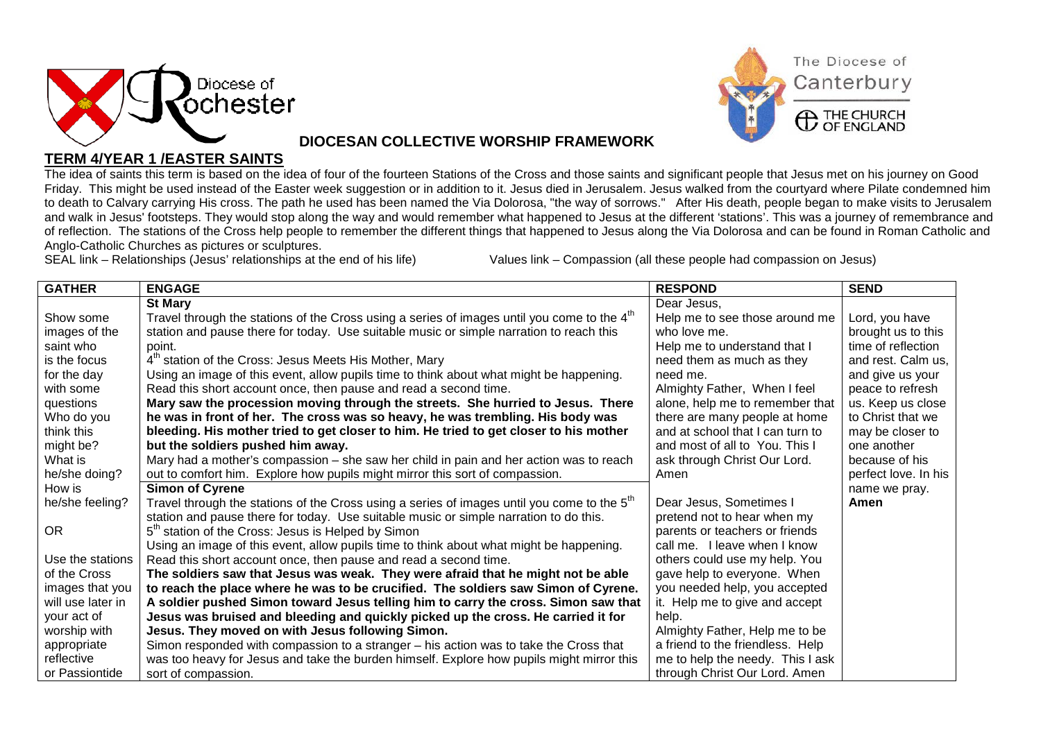Diocese of Rochester

The Diocese of Canterbury
THE CHURCH OF ENGLAND

## DIOCESAN COLLECTIVE WORSHIP FRAMEWORK

## TERM 4/YEAR 1 /EASTER SAINTS

The idea of saints this term is based on the idea of four of the fourteen Stations of the Cross and those saints and significant people that Jesus met on his journey on Good Friday. This might be used instead of the Easter week suggestion or in addition to it. Jesus died in Jerusalem. Jesus walked from the courtyard where Pilate condemned him to death to Calvary carrying His cross. The path he used has been named the Via Dolorosa, "the way of sorrows." After His death, people began to make visits to Jerusalem and walk in Jesus' footsteps. They would stop along the way and would remember what happened to Jesus at the different 'stations'. This was a journey of remembrance and of reflection. The stations of the Cross help people to remember the different things that happened to Jesus along the Via Dolorosa and can be found in Roman Catholic and Anglo-Catholic Churches as pictures or sculptures.

SEAL link – Relationships (Jesus' relationships at the end of his life) Values link – Compassion (all these people had compassion on Jesus)

| GATHER | ENGAGE | RESPOND | SEND |
|---|---|---|---|
| Show some images of the saint who is the focus for the day with some questions<br>Who do you think this might be?<br>What is he/she doing?<br>How is he/she feeling?<br><br>OR<br><br>Use the stations of the Cross images that you will use later in your act of worship with appropriate reflective or Passiontide | **St Mary**<br>Travel through the stations of the Cross using a series of images until you come to the 4th station and pause there for today. Use suitable music or simple narration to reach this point.<br>4th station of the Cross: Jesus Meets His Mother, Mary<br>Using an image of this event, allow pupils time to think about what might be happening.<br>Read this short account once, then pause and read a second time.<br>**Mary saw the procession moving through the streets. She hurried to Jesus. There he was in front of her. The cross was so heavy, he was trembling. His body was bleeding. His mother tried to get closer to him. He tried to get closer to his mother but the soldiers pushed him away.**<br>Mary had a mother's compassion – she saw her child in pain and her action was to reach out to comfort him. Explore how pupils might mirror this sort of compassion. | Dear Jesus,<br>Help me to see those around me who love me.<br>Help me to understand that I need them as much as they need me.<br>Almighty Father, When I feel alone, help me to remember that there are many people at home and at school that I can turn to and most of all to You. This I ask through Christ Our Lord. Amen | Lord, you have brought us to this time of reflection and rest. Calm us, and give us your peace to refresh us. Keep us close to Christ that we may be closer to one another because of his perfect love. In his name we pray. **Amen** |
| | **Simon of Cyrene**<br>Travel through the stations of the Cross using a series of images until you come to the 5th station and pause there for today. Use suitable music or simple narration to do this.<br>5th station of the Cross: Jesus is Helped by Simon<br>Using an image of this event, allow pupils time to think about what might be happening.<br>Read this short account once, then pause and read a second time.<br>**The soldiers saw that Jesus was weak. They were afraid that he might not be able to reach the place where he was to be crucified. The soldiers saw Simon of Cyrene. A soldier pushed Simon toward Jesus telling him to carry the cross. Simon saw that Jesus was bruised and bleeding and quickly picked up the cross. He carried it for Jesus. They moved on with Jesus following Simon.**<br>Simon responded with compassion to a stranger – his action was to take the Cross that was too heavy for Jesus and take the burden himself. Explore how pupils might mirror this sort of compassion. | Dear Jesus, Sometimes I pretend not to hear when my parents or teachers or friends call me. I leave when I know others could use my help. You gave help to everyone. When you needed help, you accepted it. Help me to give and accept help.<br>Almighty Father, Help me to be a friend to the friendless. Help me to help the needy. This I ask through Christ Our Lord. Amen | |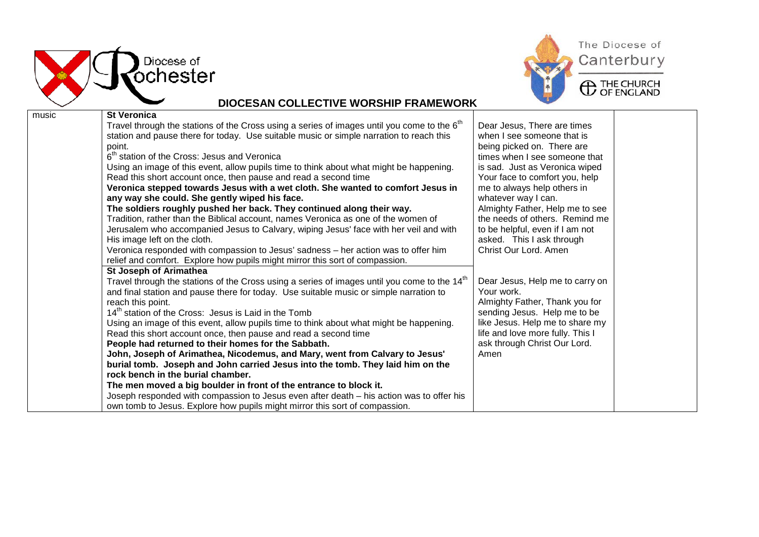## DIOCESAN COLLECTIVE WORSHIP FRAMEWORK

| | | | |
|---|---|---|---|
| music | **St Veronica**<br>Travel through the stations of the Cross using a series of images until you come to the 6th station and pause there for today. Use suitable music or simple narration to reach this point.<br>6th station of the Cross: Jesus and Veronica<br>Using an image of this event, allow pupils time to think about what might be happening.<br>Read this short account once, then pause and read a second time<br>**Veronica stepped towards Jesus with a wet cloth. She wanted to comfort Jesus in any way she could. She gently wiped his face.**<br>**The soldiers roughly pushed her back. They continued along their way.**<br>Tradition, rather than the Biblical account, names Veronica as one of the women of Jerusalem who accompanied Jesus to Calvary, wiping Jesus' face with her veil and with His image left on the cloth.<br>Veronica responded with compassion to Jesus' sadness – her action was to offer him relief and comfort. Explore how pupils might mirror this sort of compassion. | Dear Jesus, There are times when I see someone that is being picked on. There are times when I see someone that is sad. Just as Veronica wiped Your face to comfort you, help me to always help others in whatever way I can.<br>Almighty Father, Help me to see the needs of others. Remind me to be helpful, even if I am not asked. This I ask through Christ Our Lord. Amen | |
| | **St Joseph of Arimathea**<br>Travel through the stations of the Cross using a series of images until you come to the 14th and final station and pause there for today. Use suitable music or simple narration to reach this point.<br>14th station of the Cross: Jesus is Laid in the Tomb<br>Using an image of this event, allow pupils time to think about what might be happening.<br>Read this short account once, then pause and read a second time<br>**People had returned to their homes for the Sabbath.**<br>**John, Joseph of Arimathea, Nicodemus, and Mary, went from Calvary to Jesus' burial tomb. Joseph and John carried Jesus into the tomb. They laid him on the rock bench in the burial chamber.**<br>**The men moved a big boulder in front of the entrance to block it.**<br>Joseph responded with compassion to Jesus even after death – his action was to offer his own tomb to Jesus. Explore how pupils might mirror this sort of compassion. | Dear Jesus, Help me to carry on Your work.<br>Almighty Father, Thank you for sending Jesus. Help me to be like Jesus. Help me to share my life and love more fully. This I ask through Christ Our Lord. Amen | |